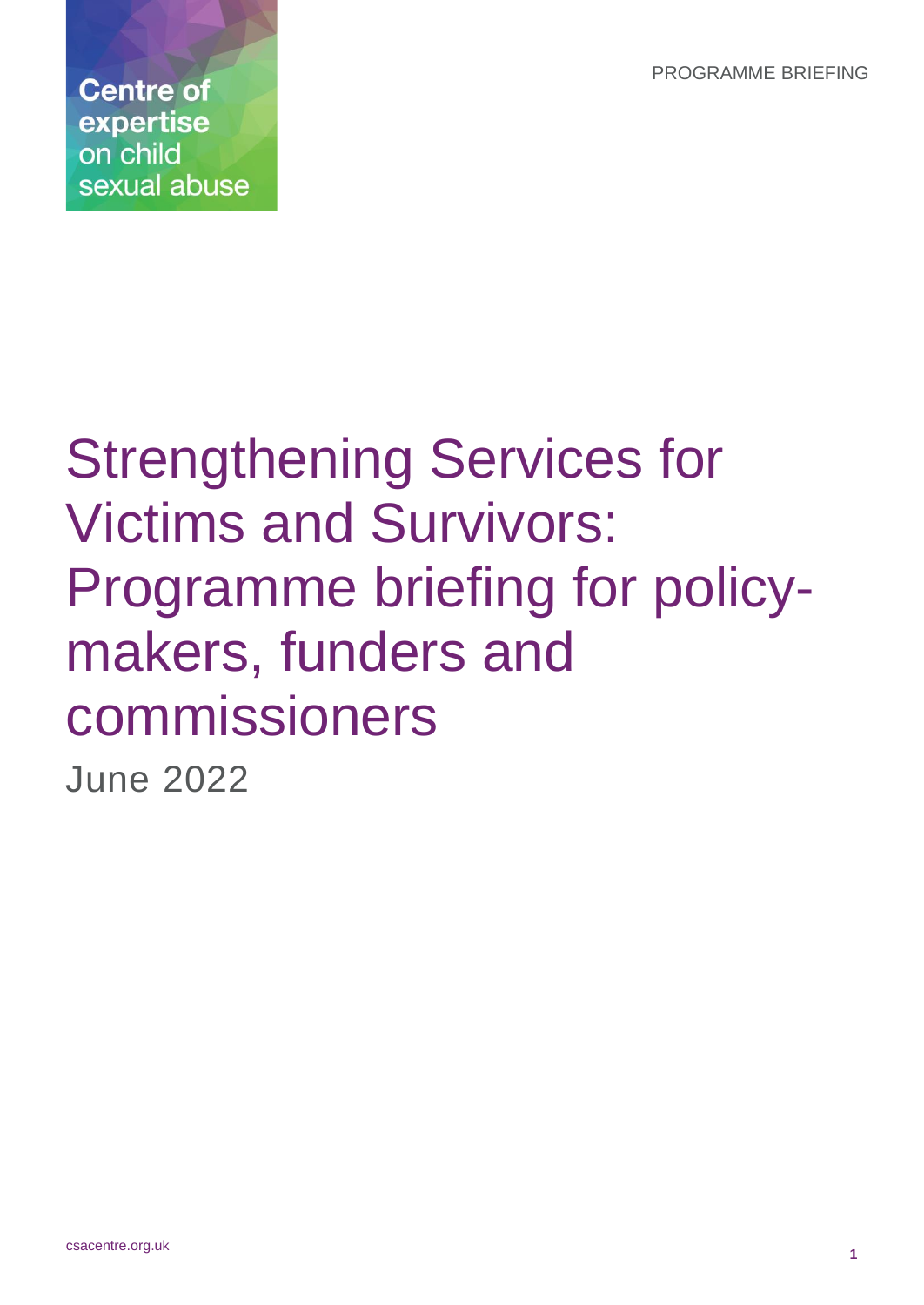Centre of expertise on child sexual abuse

PROGRAMME BRIEFING

# Strengthening Services for Victims and Survivors: Programme briefing for policy-makers, funders and commissioners

June 2022

csacentre.org.uk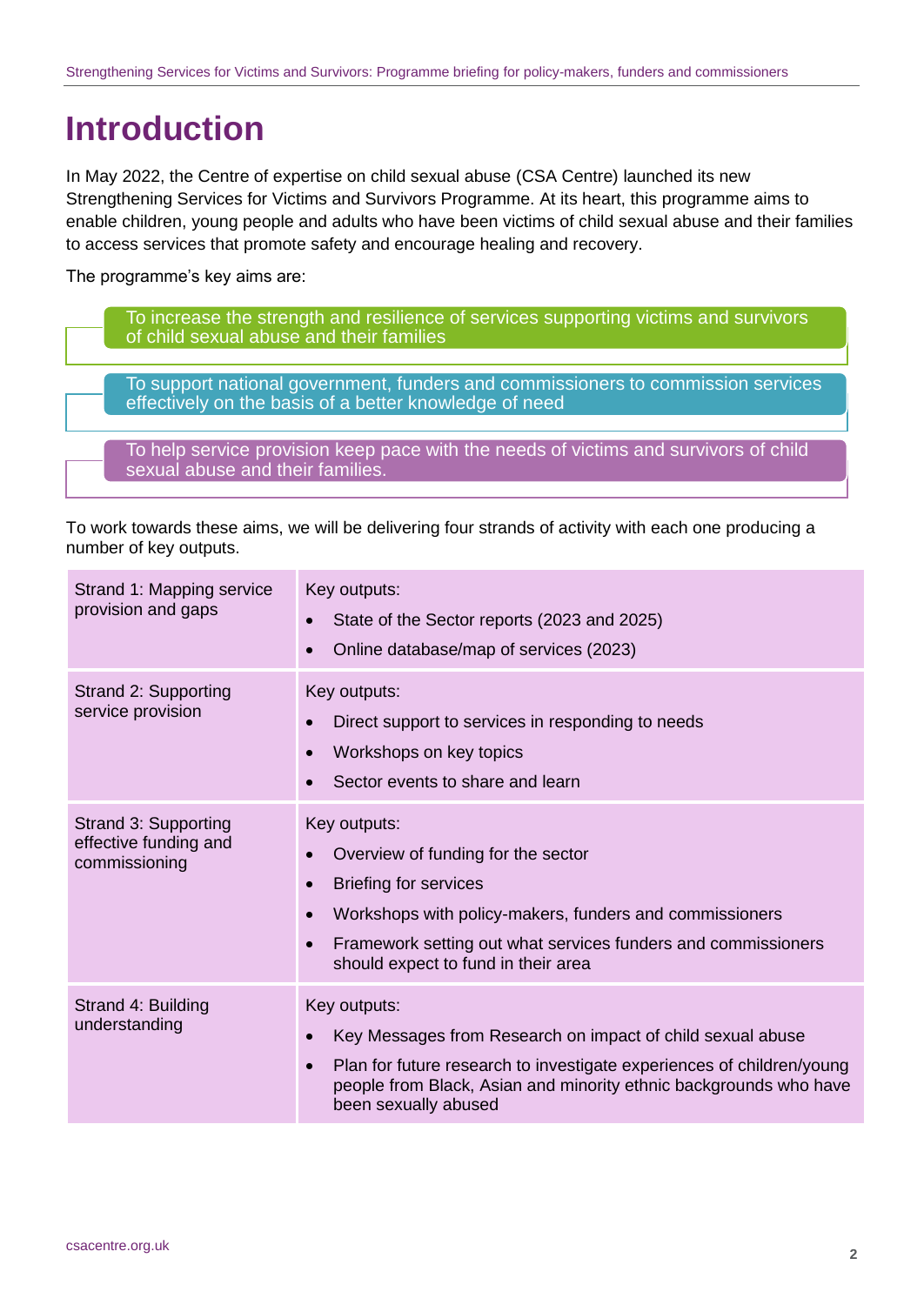# Introduction

In May 2022, the Centre of expertise on child sexual abuse (CSA Centre) launched its new Strengthening Services for Victims and Survivors Programme. At its heart, this programme aims to enable children, young people and adults who have been victims of child sexual abuse and their families to access services that promote safety and encourage healing and recovery.

The programme's key aims are:

- To increase the strength and resilience of services supporting victims and survivors of child sexual abuse and their families
- To support national government, funders and commissioners to commission services effectively on the basis of a better knowledge of need
- To help service provision keep pace with the needs of victims and survivors of child sexual abuse and their families.

To work towards these aims, we will be delivering four strands of activity with each one producing a number of key outputs.

| Strand | Key outputs |
| --- | --- |
| Strand 1: Mapping service provision and gaps | Key outputs:<br>• State of the Sector reports (2023 and 2025)<br>• Online database/map of services (2023) |
| Strand 2: Supporting service provision | Key outputs:<br>• Direct support to services in responding to needs<br>• Workshops on key topics<br>• Sector events to share and learn |
| Strand 3: Supporting effective funding and commissioning | Key outputs:<br>• Overview of funding for the sector<br>• Briefing for services<br>• Workshops with policy-makers, funders and commissioners<br>• Framework setting out what services funders and commissioners should expect to fund in their area |
| Strand 4: Building understanding | Key outputs:<br>• Key Messages from Research on impact of child sexual abuse<br>• Plan for future research to investigate experiences of children/young people from Black, Asian and minority ethnic backgrounds who have been sexually abused |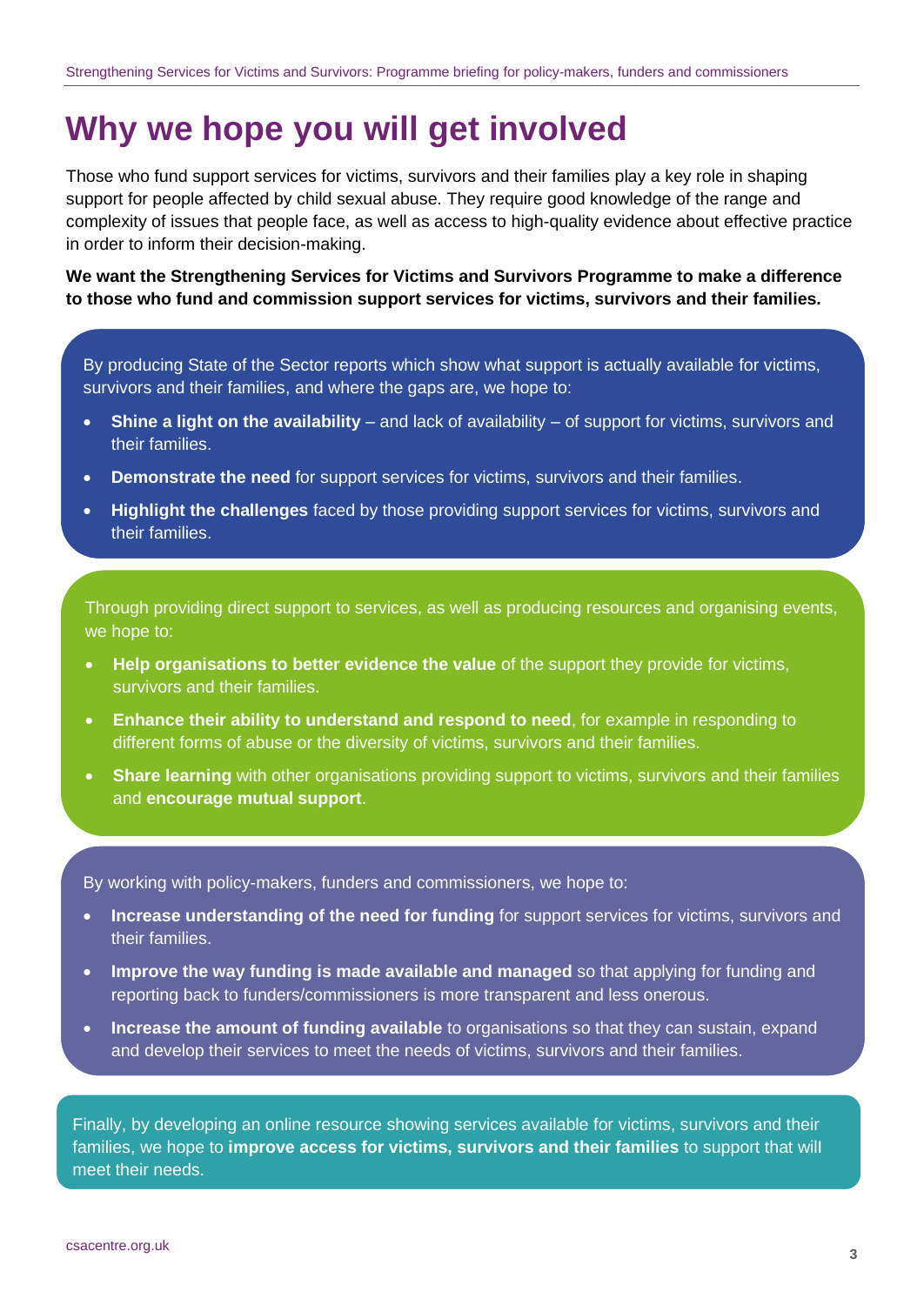# Why we hope you will get involved

Those who fund support services for victims, survivors and their families play a key role in shaping support for people affected by child sexual abuse. They require good knowledge of the range and complexity of issues that people face, as well as access to high-quality evidence about effective practice in order to inform their decision-making.

**We want the Strengthening Services for Victims and Survivors Programme to make a difference to those who fund and commission support services for victims, survivors and their families.**

By producing State of the Sector reports which show what support is actually available for victims, survivors and their families, and where the gaps are, we hope to:

- **Shine a light on the availability** – and lack of availability – of support for victims, survivors and their families.
- **Demonstrate the need** for support services for victims, survivors and their families.
- **Highlight the challenges** faced by those providing support services for victims, survivors and their families.

Through providing direct support to services, as well as producing resources and organising events, we hope to:

- **Help organisations to better evidence the value** of the support they provide for victims, survivors and their families.
- **Enhance their ability to understand and respond to need**, for example in responding to different forms of abuse or the diversity of victims, survivors and their families.
- **Share learning** with other organisations providing support to victims, survivors and their families and **encourage mutual support**.

By working with policy-makers, funders and commissioners, we hope to:

- **Increase understanding of the need for funding** for support services for victims, survivors and their families.
- **Improve the way funding is made available and managed** so that applying for funding and reporting back to funders/commissioners is more transparent and less onerous.
- **Increase the amount of funding available** to organisations so that they can sustain, expand and develop their services to meet the needs of victims, survivors and their families.

Finally, by developing an online resource showing services available for victims, survivors and their families, we hope to **improve access for victims, survivors and their families** to support that will meet their needs.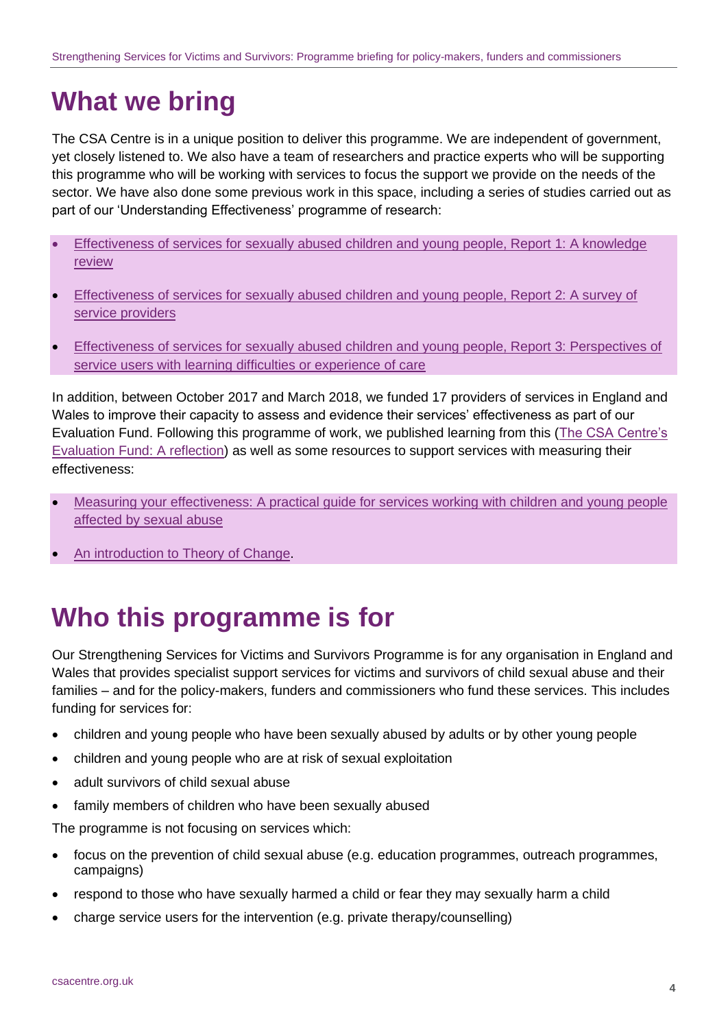# What we bring

The CSA Centre is in a unique position to deliver this programme. We are independent of government, yet closely listened to. We also have a team of researchers and practice experts who will be supporting this programme who will be working with services to focus the support we provide on the needs of the sector. We have also done some previous work in this space, including a series of studies carried out as part of our 'Understanding Effectiveness' programme of research:

- Effectiveness of services for sexually abused children and young people, Report 1: A knowledge review
- Effectiveness of services for sexually abused children and young people, Report 2: A survey of service providers
- Effectiveness of services for sexually abused children and young people, Report 3: Perspectives of service users with learning difficulties or experience of care

In addition, between October 2017 and March 2018, we funded 17 providers of services in England and Wales to improve their capacity to assess and evidence their services' effectiveness as part of our Evaluation Fund. Following this programme of work, we published learning from this (The CSA Centre's Evaluation Fund: A reflection) as well as some resources to support services with measuring their effectiveness:

- Measuring your effectiveness: A practical guide for services working with children and young people affected by sexual abuse
- An introduction to Theory of Change.

# Who this programme is for

Our Strengthening Services for Victims and Survivors Programme is for any organisation in England and Wales that provides specialist support services for victims and survivors of child sexual abuse and their families – and for the policy-makers, funders and commissioners who fund these services. This includes funding for services for:

- children and young people who have been sexually abused by adults or by other young people
- children and young people who are at risk of sexual exploitation
- adult survivors of child sexual abuse
- family members of children who have been sexually abused

The programme is not focusing on services which:

- focus on the prevention of child sexual abuse (e.g. education programmes, outreach programmes, campaigns)
- respond to those who have sexually harmed a child or fear they may sexually harm a child
- charge service users for the intervention (e.g. private therapy/counselling)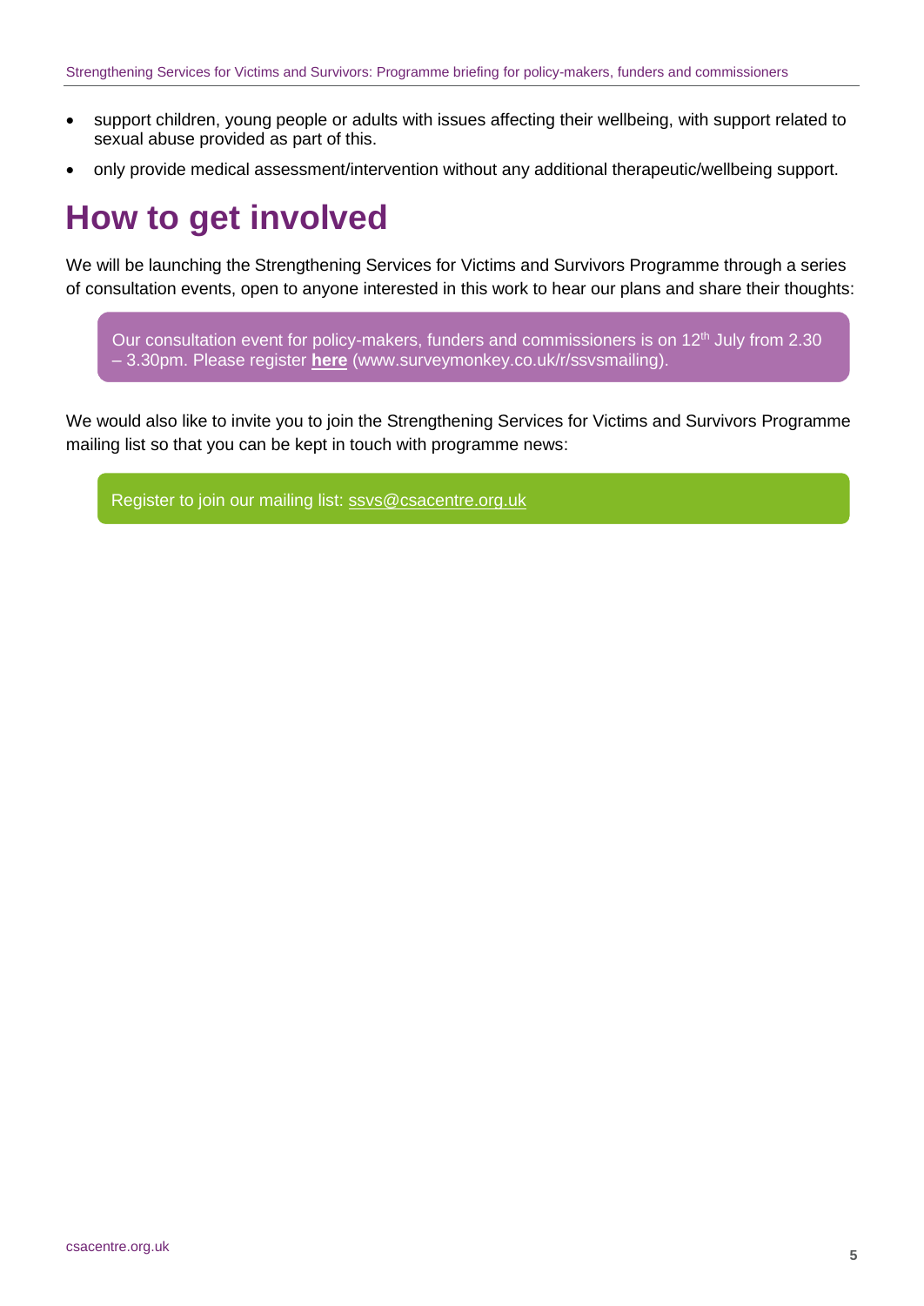- support children, young people or adults with issues affecting their wellbeing, with support related to sexual abuse provided as part of this.
- only provide medical assessment/intervention without any additional therapeutic/wellbeing support.

# How to get involved

We will be launching the Strengthening Services for Victims and Survivors Programme through a series of consultation events, open to anyone interested in this work to hear our plans and share their thoughts:

> Our consultation event for policy-makers, funders and commissioners is on 12th July from 2.30 – 3.30pm. Please register **here** (www.surveymonkey.co.uk/r/ssvsmailing).

We would also like to invite you to join the Strengthening Services for Victims and Survivors Programme mailing list so that you can be kept in touch with programme news:

> Register to join our mailing list: ssvs@csacentre.org.uk